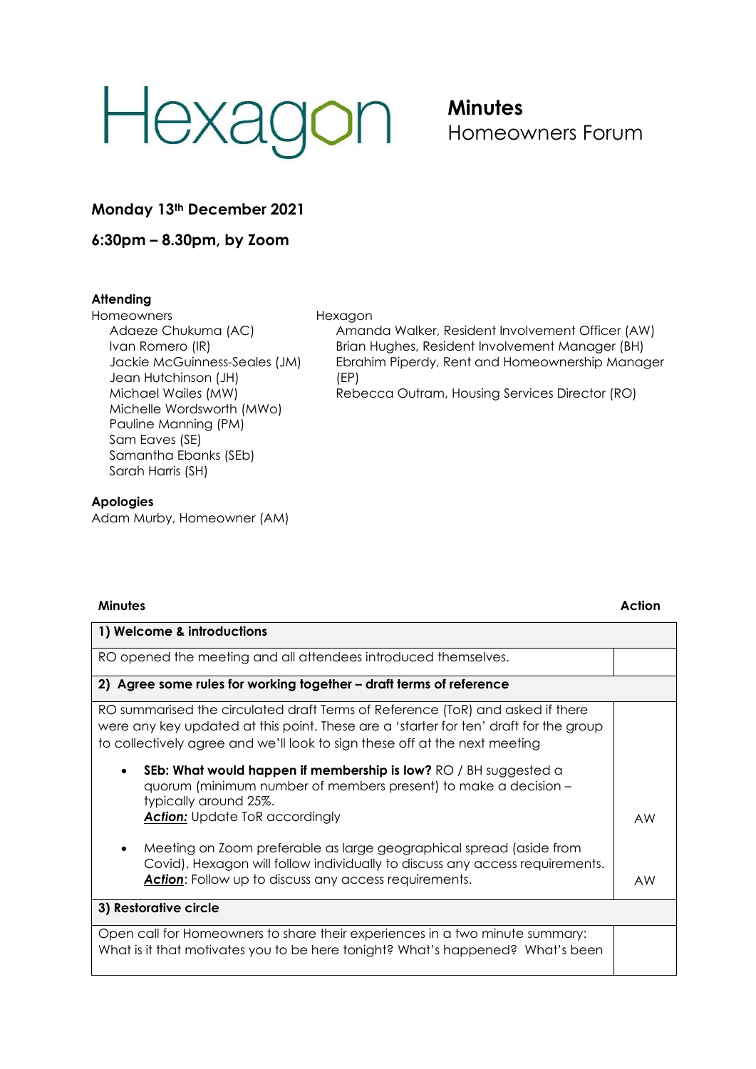# Hexagon

**Minutes**
Homeowners Forum

### Monday 13th December 2021

### 6:30pm – 8.30pm, by Zoom

**Attending**

Homeowners
- Adaeze Chukuma (AC)
- Ivan Romero (IR)
- Jackie McGuinness-Seales (JM)
- Jean Hutchinson (JH)
- Michael Wailes (MW)
- Michelle Wordsworth (MWo)
- Pauline Manning (PM)
- Sam Eaves (SE)
- Samantha Ebanks (SEb)
- Sarah Harris (SH)

Hexagon
- Amanda Walker, Resident Involvement Officer (AW)
- Brian Hughes, Resident Involvement Manager (BH)
- Ebrahim Piperdy, Rent and Homeownership Manager (EP)
- Rebecca Outram, Housing Services Director (RO)

**Apologies**

Adam Murby, Homeowner (AM)

| Minutes | Action |
|---|---|
| **1) Welcome & introductions** | |
| RO opened the meeting and all attendees introduced themselves. | |
| **2) Agree some rules for working together – draft terms of reference** | |
| RO summarised the circulated draft Terms of Reference (ToR) and asked if there were any key updated at this point. These are a 'starter for ten' draft for the group to collectively agree and we'll look to sign these off at the next meeting<br><br>• **SEb: What would happen if membership is low?** RO / BH suggested a quorum (minimum number of members present) to make a decision – typically around 25%.<br>***Action:*** Update ToR accordingly<br><br>• Meeting on Zoom preferable as large geographical spread (aside from Covid). Hexagon will follow individually to discuss any access requirements.<br>***Action***: Follow up to discuss any access requirements. | <br><br><br><br>AW<br><br><br><br>AW |
| **3) Restorative circle** | |
| Open call for Homeowners to share their experiences in a two minute summary: What is it that motivates you to be here tonight? What's happened? What's been | |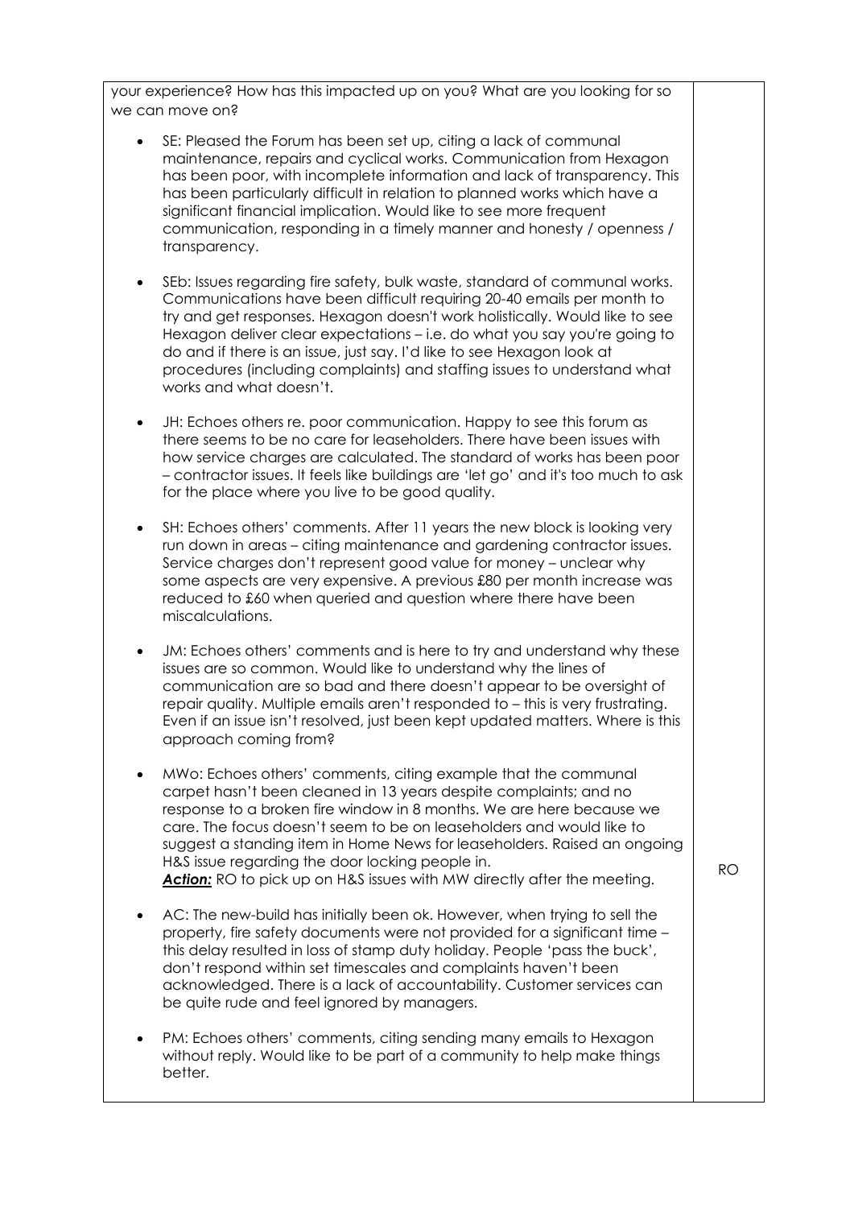| | |
|---|---|
| your experience? How has this impacted up on you? What are you looking for so we can move on?<br><br>- SE: Pleased the Forum has been set up, citing a lack of communal maintenance, repairs and cyclical works. Communication from Hexagon has been poor, with incomplete information and lack of transparency. This has been particularly difficult in relation to planned works which have a significant financial implication. Would like to see more frequent communication, responding in a timely manner and honesty / openness / transparency.<br><br>- SEb: Issues regarding fire safety, bulk waste, standard of communal works. Communications have been difficult requiring 20-40 emails per month to try and get responses. Hexagon doesn't work holistically. Would like to see Hexagon deliver clear expectations – i.e. do what you say you're going to do and if there is an issue, just say. I'd like to see Hexagon look at procedures (including complaints) and staffing issues to understand what works and what doesn't.<br><br>- JH: Echoes others re. poor communication. Happy to see this forum as there seems to be no care for leaseholders. There have been issues with how service charges are calculated. The standard of works has been poor – contractor issues. It feels like buildings are 'let go' and it's too much to ask for the place where you live to be good quality.<br><br>- SH: Echoes others' comments. After 11 years the new block is looking very run down in areas – citing maintenance and gardening contractor issues. Service charges don't represent good value for money – unclear why some aspects are very expensive. A previous £80 per month increase was reduced to £60 when queried and question where there have been miscalculations.<br><br>- JM: Echoes others' comments and is here to try and understand why these issues are so common. Would like to understand why the lines of communication are so bad and there doesn't appear to be oversight of repair quality. Multiple emails aren't responded to – this is very frustrating. Even if an issue isn't resolved, just been kept updated matters. Where is this approach coming from?<br><br>- MWo: Echoes others' comments, citing example that the communal carpet hasn't been cleaned in 13 years despite complaints; and no response to a broken fire window in 8 months. We are here because we care. The focus doesn't seem to be on leaseholders and would like to suggest a standing item in Home News for leaseholders. Raised an ongoing H&S issue regarding the door locking people in.<br>***Action:*** RO to pick up on H&S issues with MW directly after the meeting.<br><br>- AC: The new-build has initially been ok. However, when trying to sell the property, fire safety documents were not provided for a significant time – this delay resulted in loss of stamp duty holiday. People 'pass the buck', don't respond within set timescales and complaints haven't been acknowledged. There is a lack of accountability. Customer services can be quite rude and feel ignored by managers.<br><br>- PM: Echoes others' comments, citing sending many emails to Hexagon without reply. Would like to be part of a community to help make things better. | RO |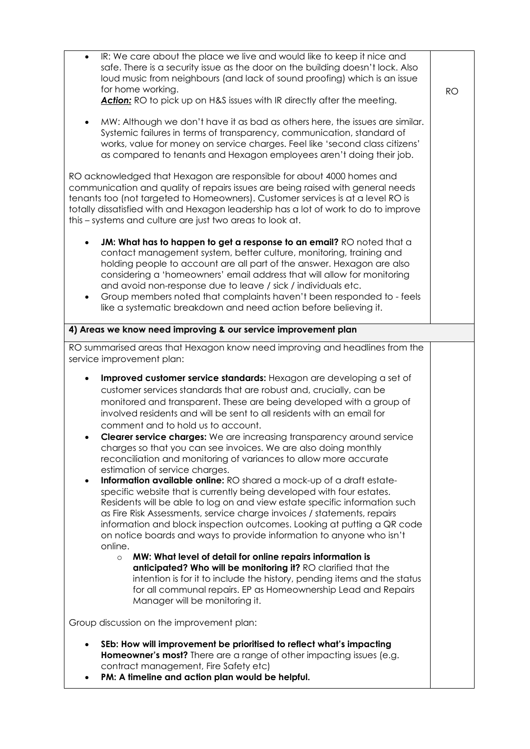| | |
|---|---|
| - IR: We care about the place we live and would like to keep it nice and safe. There is a security issue as the door on the building doesn't lock. Also loud music from neighbours (and lack of sound proofing) which is an issue for home working. ***Action:*** RO to pick up on H&S issues with IR directly after the meeting.<br><br>- MW: Although we don't have it as bad as others here, the issues are similar. Systemic failures in terms of transparency, communication, standard of works, value for money on service charges. Feel like 'second class citizens' as compared to tenants and Hexagon employees aren't doing their job.<br><br>RO acknowledged that Hexagon are responsible for about 4000 homes and communication and quality of repairs issues are being raised with general needs tenants too (not targeted to Homeowners). Customer services is at a level RO is totally dissatisfied with and Hexagon leadership has a lot of work to do to improve this – systems and culture are just two areas to look at.<br><br>- **JM: What has to happen to get a response to an email?** RO noted that a contact management system, better culture, monitoring, training and holding people to account are all part of the answer. Hexagon are also considering a 'homeowners' email address that will allow for monitoring and avoid non-response due to leave / sick / individuals etc.<br>- Group members noted that complaints haven't been responded to - feels like a systematic breakdown and need action before believing it. | RO |
| **4) Areas we know need improving & our service improvement plan** | |
| RO summarised areas that Hexagon know need improving and headlines from the service improvement plan:<br><br>- **Improved customer service standards:** Hexagon are developing a set of customer services standards that are robust and, crucially, can be monitored and transparent. These are being developed with a group of involved residents and will be sent to all residents with an email for comment and to hold us to account.<br>- **Clearer service charges:** We are increasing transparency around service charges so that you can see invoices. We are also doing monthly reconciliation and monitoring of variances to allow more accurate estimation of service charges.<br>- **Information available online:** RO shared a mock-up of a draft estate-specific website that is currently being developed with four estates. Residents will be able to log on and view estate specific information such as Fire Risk Assessments, service charge invoices / statements, repairs information and block inspection outcomes. Looking at putting a QR code on notice boards and ways to provide information to anyone who isn't online.<br>    - **MW: What level of detail for online repairs information is anticipated? Who will be monitoring it?** RO clarified that the intention is for it to include the history, pending items and the status for all communal repairs. EP as Homeownership Lead and Repairs Manager will be monitoring it.<br><br>Group discussion on the improvement plan:<br><br>- **SEb: How will improvement be prioritised to reflect what's impacting Homeowner's most?** There are a range of other impacting issues (e.g. contract management, Fire Safety etc)<br>- **PM: A timeline and action plan would be helpful.** | |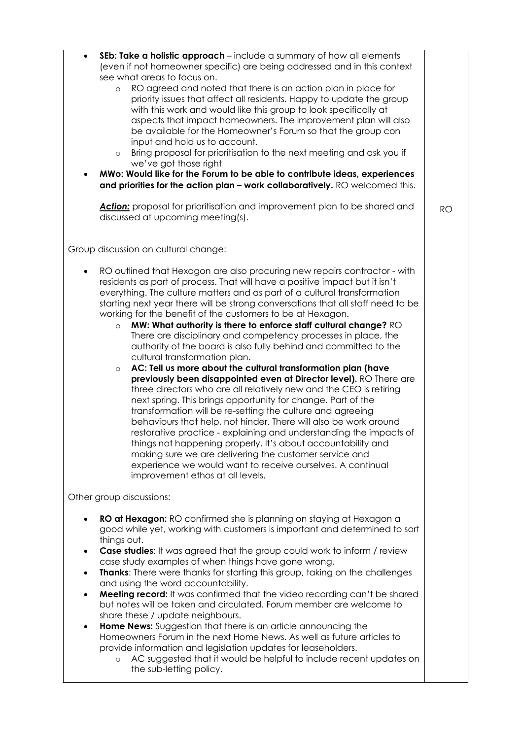| | |
|---|---|
| - **SEb: Take a holistic approach** – include a summary of how all elements (even if not homeowner specific) are being addressed and in this context see what areas to focus on.<br>  - RO agreed and noted that there is an action plan in place for priority issues that affect all residents. Happy to update the group with this work and would like this group to look specifically at aspects that impact homeowners. The improvement plan will also be available for the Homeowner's Forum so that the group con input and hold us to account.<br>  - Bring proposal for prioritisation to the next meeting and ask you if we've got those right<br>- **MWo: Would like for the Forum to be able to contribute ideas, experiences and priorities for the action plan – work collaboratively.** RO welcomed this.<br><br>***Action:*** proposal for prioritisation and improvement plan to be shared and discussed at upcoming meeting(s). | RO |
| Group discussion on cultural change:<br><br>- RO outlined that Hexagon are also procuring new repairs contractor - with residents as part of process. That will have a positive impact but it isn't everything. The culture matters and as part of a cultural transformation starting next year there will be strong conversations that all staff need to be working for the benefit of the customers to be at Hexagon.<br>  - **MW: What authority is there to enforce staff cultural change?** RO There are disciplinary and competency processes in place, the authority of the board is also fully behind and committed to the cultural transformation plan.<br>  - **AC: Tell us more about the cultural transformation plan (have previously been disappointed even at Director level).** RO There are three directors who are all relatively new and the CEO is retiring next spring. This brings opportunity for change. Part of the transformation will be re-setting the culture and agreeing behaviours that help, not hinder. There will also be work around restorative practice - explaining and understanding the impacts of things not happening properly. It's about accountability and making sure we are delivering the customer service and experience we would want to receive ourselves. A continual improvement ethos at all levels.<br><br>Other group discussions:<br><br>- **RO at Hexagon:** RO confirmed she is planning on staying at Hexagon a good while yet, working with customers is important and determined to sort things out.<br>- **Case studies**: It was agreed that the group could work to inform / review case study examples of when things have gone wrong.<br>- **Thanks**: There were thanks for starting this group, taking on the challenges and using the word accountability.<br>- **Meeting record:** It was confirmed that the video recording can't be shared but notes will be taken and circulated. Forum member are welcome to share these / update neighbours.<br>- **Home News:** Suggestion that there is an article announcing the Homeowners Forum in the next Home News. As well as future articles to provide information and legislation updates for leaseholders.<br>  - AC suggested that it would be helpful to include recent updates on the sub-letting policy. | |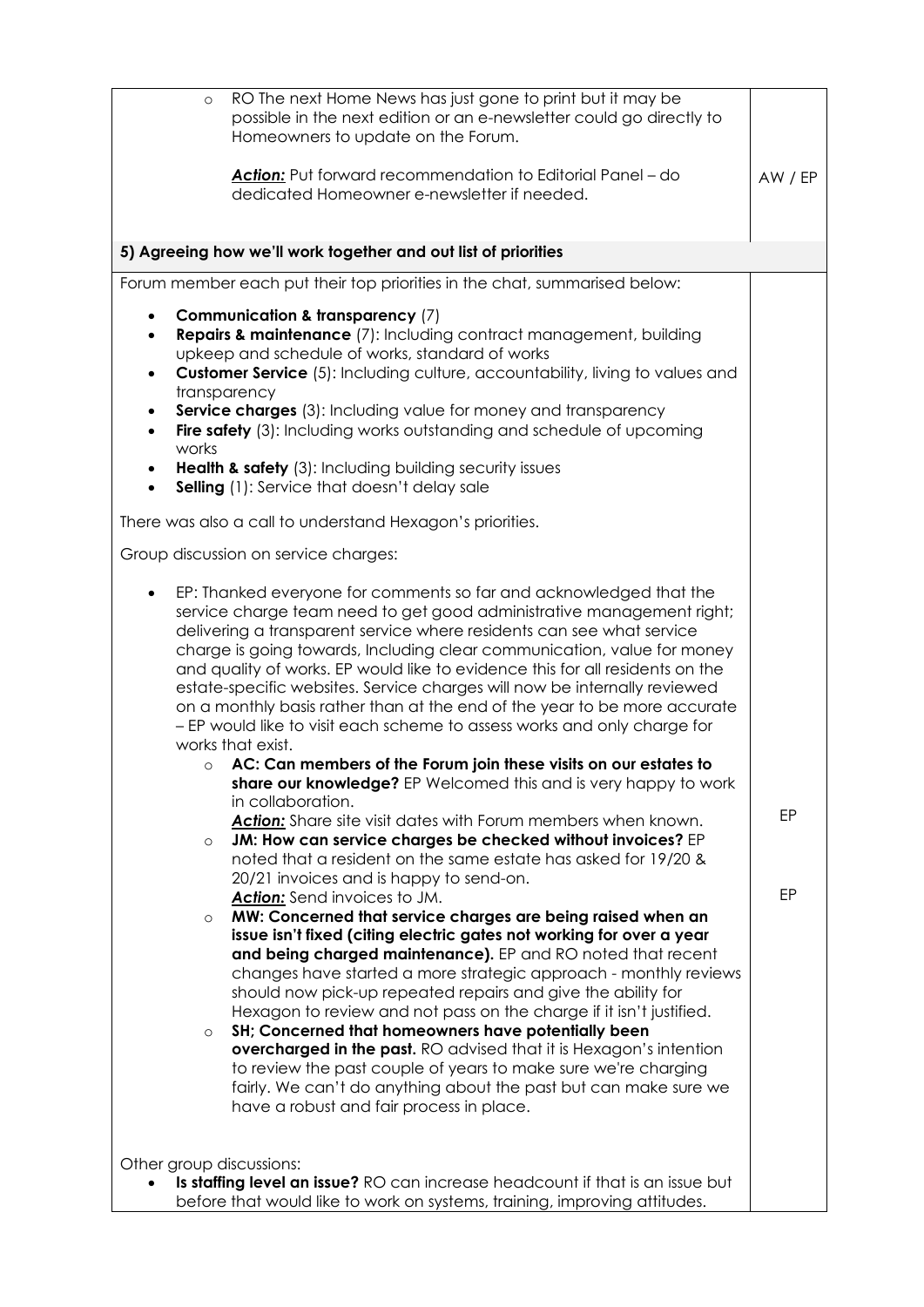| | |
|---|---|
| - RO The next Home News has just gone to print but it may be possible in the next edition or an e-newsletter could go directly to Homeowners to update on the Forum.<br><br>***Action:*** Put forward recommendation to Editorial Panel – do dedicated Homeowner e-newsletter if needed. | AW / EP |
| **5) Agreeing how we'll work together and out list of priorities** | |
| Forum member each put their top priorities in the chat, summarised below:<br><br>- **Communication & transparency** (7)<br>- **Repairs & maintenance** (7): Including contract management, building upkeep and schedule of works, standard of works<br>- **Customer Service** (5): Including culture, accountability, living to values and transparency<br>- **Service charges** (3): Including value for money and transparency<br>- **Fire safety** (3): Including works outstanding and schedule of upcoming works<br>- **Health & safety** (3): Including building security issues<br>- **Selling** (1): Service that doesn't delay sale<br><br>There was also a call to understand Hexagon's priorities.<br><br>Group discussion on service charges:<br><br>- EP: Thanked everyone for comments so far and acknowledged that the service charge team need to get good administrative management right; delivering a transparent service where residents can see what service charge is going towards, Including clear communication, value for money and quality of works. EP would like to evidence this for all residents on the estate-specific websites. Service charges will now be internally reviewed on a monthly basis rather than at the end of the year to be more accurate – EP would like to visit each scheme to assess works and only charge for works that exist.<br>  - **AC: Can members of the Forum join these visits on our estates to share our knowledge?** EP Welcomed this and is very happy to work in collaboration.<br>    ***Action:*** Share site visit dates with Forum members when known.<br>  - **JM: How can service charges be checked without invoices?** EP noted that a resident on the same estate has asked for 19/20 & 20/21 invoices and is happy to send-on.<br>    ***Action:*** Send invoices to JM.<br>  - **MW: Concerned that service charges are being raised when an issue isn't fixed (citing electric gates not working for over a year and being charged maintenance).** EP and RO noted that recent changes have started a more strategic approach - monthly reviews should now pick-up repeated repairs and give the ability for Hexagon to review and not pass on the charge if it isn't justified.<br>  - **SH; Concerned that homeowners have potentially been overcharged in the past.** RO advised that it is Hexagon's intention to review the past couple of years to make sure we're charging fairly. We can't do anything about the past but can make sure we have a robust and fair process in place.<br><br>Other group discussions:<br><br>- **Is staffing level an issue?** RO can increase headcount if that is an issue but before that would like to work on systems, training, improving attitudes. | EP<br><br>EP |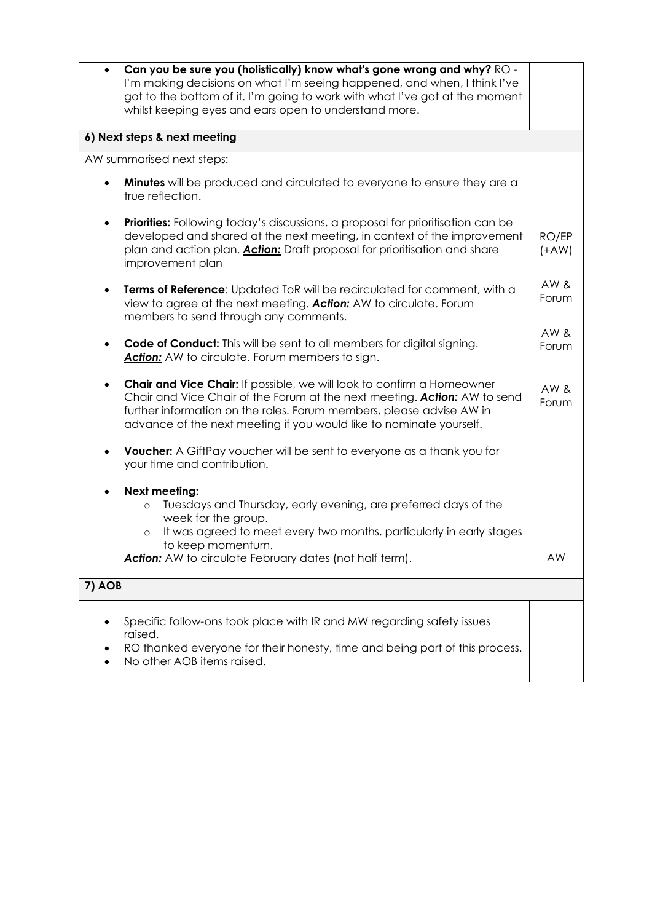| | |
|---|---|
| - **Can you be sure you (holistically) know what's gone wrong and why?** RO - I'm making decisions on what I'm seeing happened, and when, I think I've got to the bottom of it. I'm going to work with what I've got at the moment whilst keeping eyes and ears open to understand more. | |
| **6) Next steps & next meeting** | |
| AW summarised next steps: | |
| - **Minutes** will be produced and circulated to everyone to ensure they are a true reflection. | |
| - **Priorities:** Following today's discussions, a proposal for prioritisation can be developed and shared at the next meeting, in context of the improvement plan and action plan. ***Action:*** Draft proposal for prioritisation and share improvement plan | RO/EP (+AW) |
| - **Terms of Reference**: Updated ToR will be recirculated for comment, with a view to agree at the next meeting. ***Action:*** AW to circulate. Forum members to send through any comments. | AW & Forum |
| - **Code of Conduct:** This will be sent to all members for digital signing. ***Action:*** AW to circulate. Forum members to sign. | AW & Forum |
| - **Chair and Vice Chair:** If possible, we will look to confirm a Homeowner Chair and Vice Chair of the Forum at the next meeting. ***Action:*** AW to send further information on the roles. Forum members, please advise AW in advance of the next meeting if you would like to nominate yourself. | AW & Forum |
| - **Voucher:** A GiftPay voucher will be sent to everyone as a thank you for your time and contribution. | |
| - **Next meeting:**<br>  - Tuesdays and Thursday, early evening, are preferred days of the week for the group.<br>  - It was agreed to meet every two months, particularly in early stages to keep momentum.<br>***Action:*** AW to circulate February dates (not half term). | AW |
| **7) AOB** | |
| - Specific follow-ons took place with IR and MW regarding safety issues raised.<br>- RO thanked everyone for their honesty, time and being part of this process.<br>- No other AOB items raised. | |